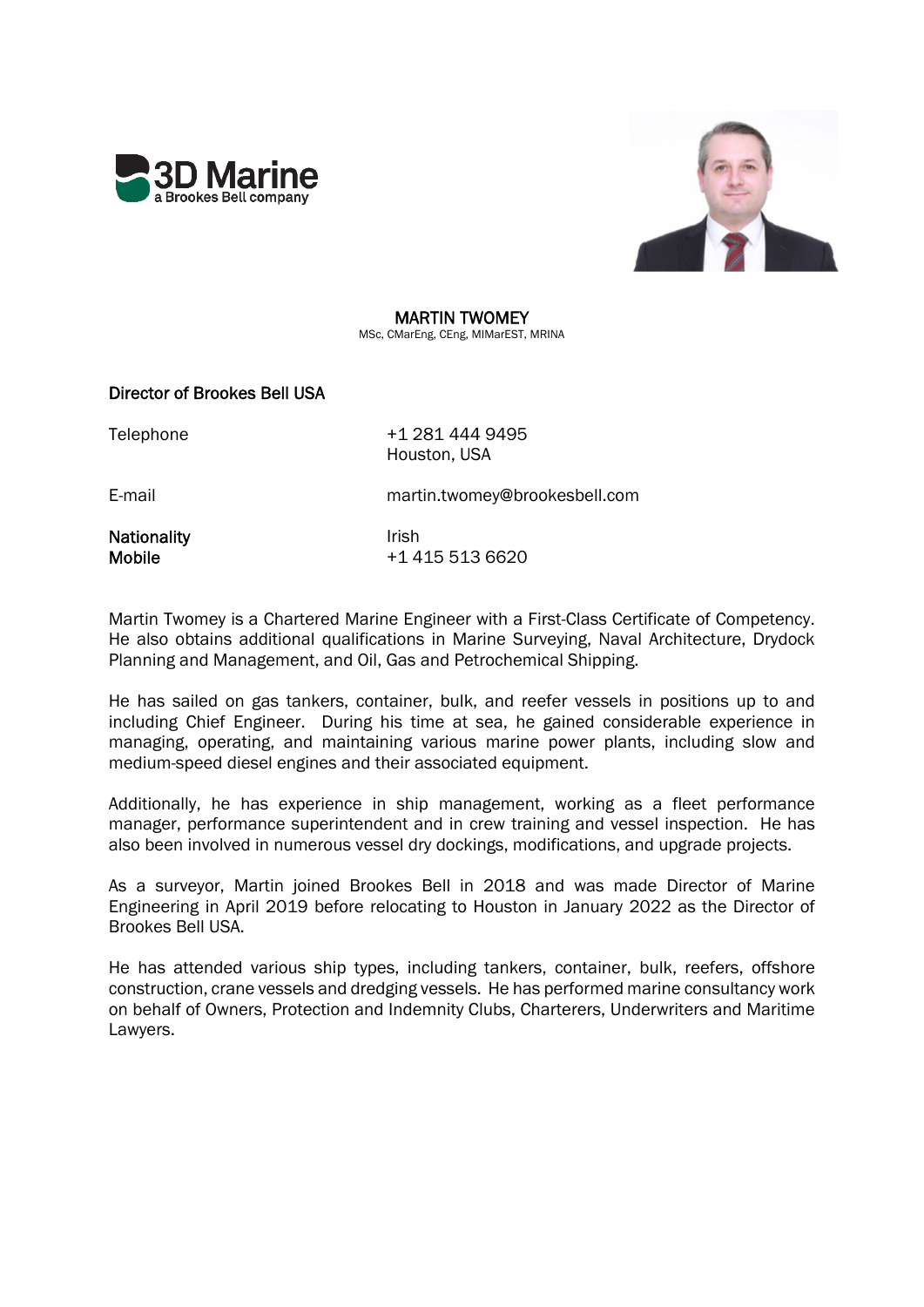# MARTIN TWOMEY

MSc, CMarEng, CEng, MIMarEST, MRINA

## Director of Brookes Bell USA

| | |
|---|---|
| Telephone | +1 281 444 9495<br>Houston, USA |
| E-mail | martin.twomey@brookesbell.com |
| **Nationality** | Irish |
| **Mobile** | +1 415 513 6620 |

Martin Twomey is a Chartered Marine Engineer with a First-Class Certificate of Competency. He also obtains additional qualifications in Marine Surveying, Naval Architecture, Drydock Planning and Management, and Oil, Gas and Petrochemical Shipping.

He has sailed on gas tankers, container, bulk, and reefer vessels in positions up to and including Chief Engineer. During his time at sea, he gained considerable experience in managing, operating, and maintaining various marine power plants, including slow and medium-speed diesel engines and their associated equipment.

Additionally, he has experience in ship management, working as a fleet performance manager, performance superintendent and in crew training and vessel inspection. He has also been involved in numerous vessel dry dockings, modifications, and upgrade projects.

As a surveyor, Martin joined Brookes Bell in 2018 and was made Director of Marine Engineering in April 2019 before relocating to Houston in January 2022 as the Director of Brookes Bell USA.

He has attended various ship types, including tankers, container, bulk, reefers, offshore construction, crane vessels and dredging vessels. He has performed marine consultancy work on behalf of Owners, Protection and Indemnity Clubs, Charterers, Underwriters and Maritime Lawyers.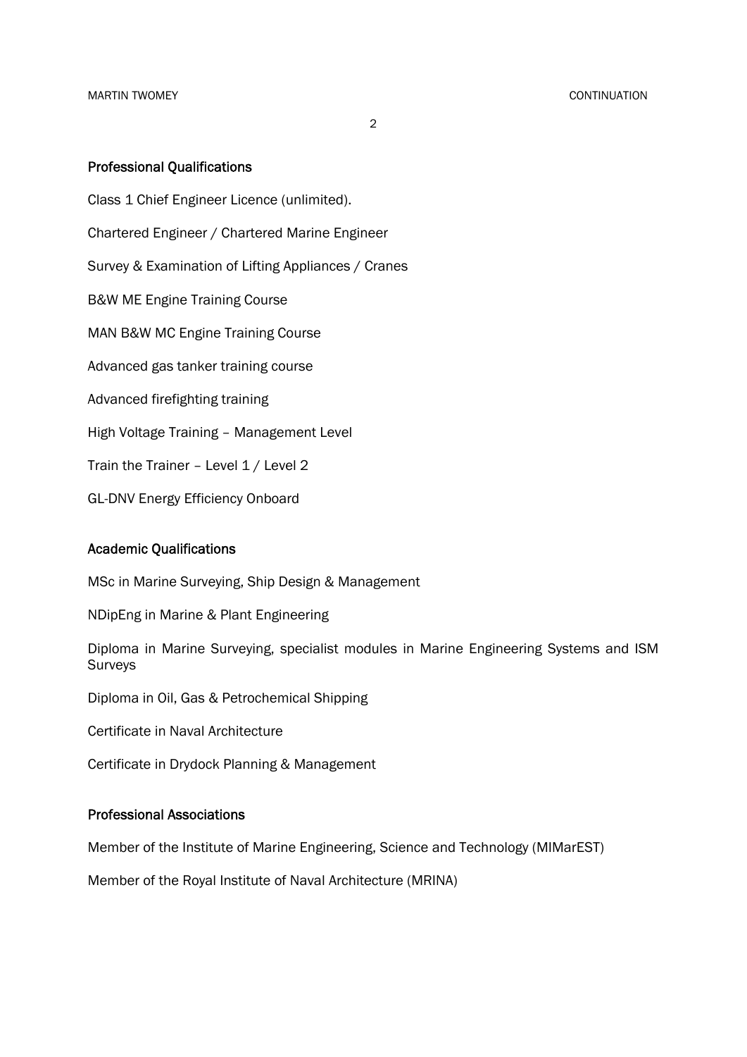## Professional Qualifications

Class 1 Chief Engineer Licence (unlimited).

Chartered Engineer / Chartered Marine Engineer

Survey & Examination of Lifting Appliances / Cranes

B&W ME Engine Training Course

MAN B&W MC Engine Training Course

Advanced gas tanker training course

Advanced firefighting training

High Voltage Training – Management Level

Train the Trainer – Level 1 / Level 2

GL-DNV Energy Efficiency Onboard

## Academic Qualifications

MSc in Marine Surveying, Ship Design & Management

NDipEng in Marine & Plant Engineering

Diploma in Marine Surveying, specialist modules in Marine Engineering Systems and ISM Surveys

Diploma in Oil, Gas & Petrochemical Shipping

Certificate in Naval Architecture

Certificate in Drydock Planning & Management

## Professional Associations

Member of the Institute of Marine Engineering, Science and Technology (MIMarEST)

Member of the Royal Institute of Naval Architecture (MRINA)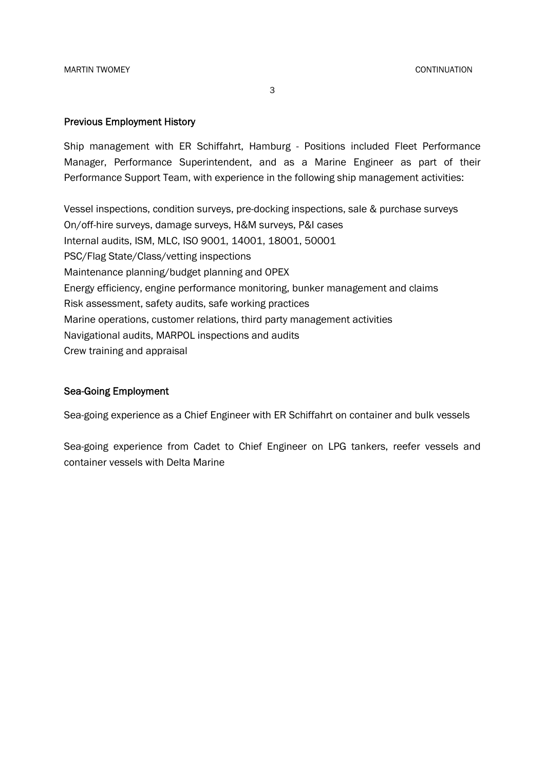## Previous Employment History

Ship management with ER Schiffahrt, Hamburg - Positions included Fleet Performance Manager, Performance Superintendent, and as a Marine Engineer as part of their Performance Support Team, with experience in the following ship management activities:

Vessel inspections, condition surveys, pre-docking inspections, sale & purchase surveys
On/off-hire surveys, damage surveys, H&M surveys, P&I cases
Internal audits, ISM, MLC, ISO 9001, 14001, 18001, 50001
PSC/Flag State/Class/vetting inspections
Maintenance planning/budget planning and OPEX
Energy efficiency, engine performance monitoring, bunker management and claims
Risk assessment, safety audits, safe working practices
Marine operations, customer relations, third party management activities
Navigational audits, MARPOL inspections and audits
Crew training and appraisal

## Sea-Going Employment

Sea-going experience as a Chief Engineer with ER Schiffahrt on container and bulk vessels

Sea-going experience from Cadet to Chief Engineer on LPG tankers, reefer vessels and container vessels with Delta Marine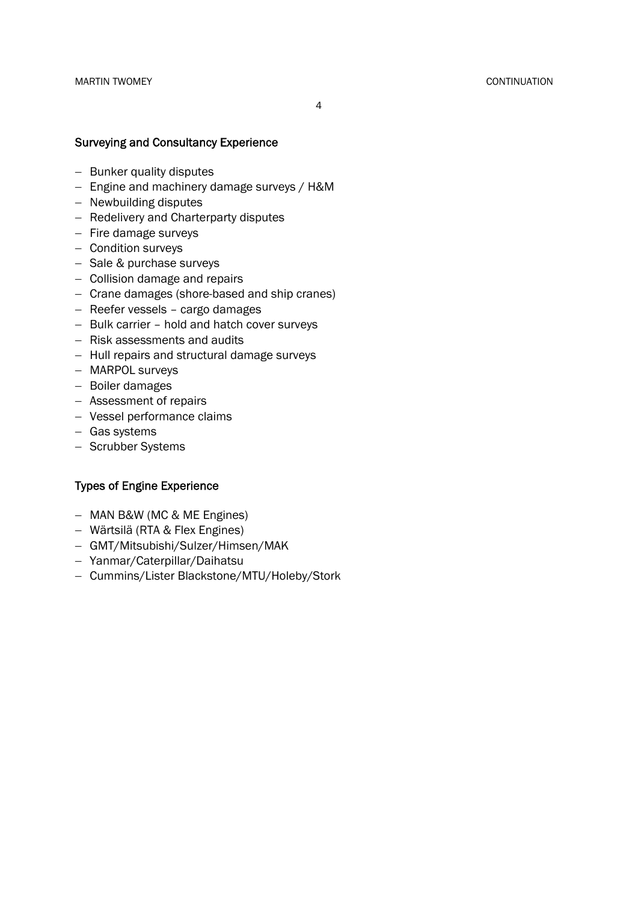## Surveying and Consultancy Experience

- Bunker quality disputes
- Engine and machinery damage surveys / H&M
- Newbuilding disputes
- Redelivery and Charterparty disputes
- Fire damage surveys
- Condition surveys
- Sale & purchase surveys
- Collision damage and repairs
- Crane damages (shore-based and ship cranes)
- Reefer vessels – cargo damages
- Bulk carrier – hold and hatch cover surveys
- Risk assessments and audits
- Hull repairs and structural damage surveys
- MARPOL surveys
- Boiler damages
- Assessment of repairs
- Vessel performance claims
- Gas systems
- Scrubber Systems

## Types of Engine Experience

- MAN B&W (MC & ME Engines)
- Wärtsilä (RTA & Flex Engines)
- GMT/Mitsubishi/Sulzer/Himsen/MAK
- Yanmar/Caterpillar/Daihatsu
- Cummins/Lister Blackstone/MTU/Holeby/Stork